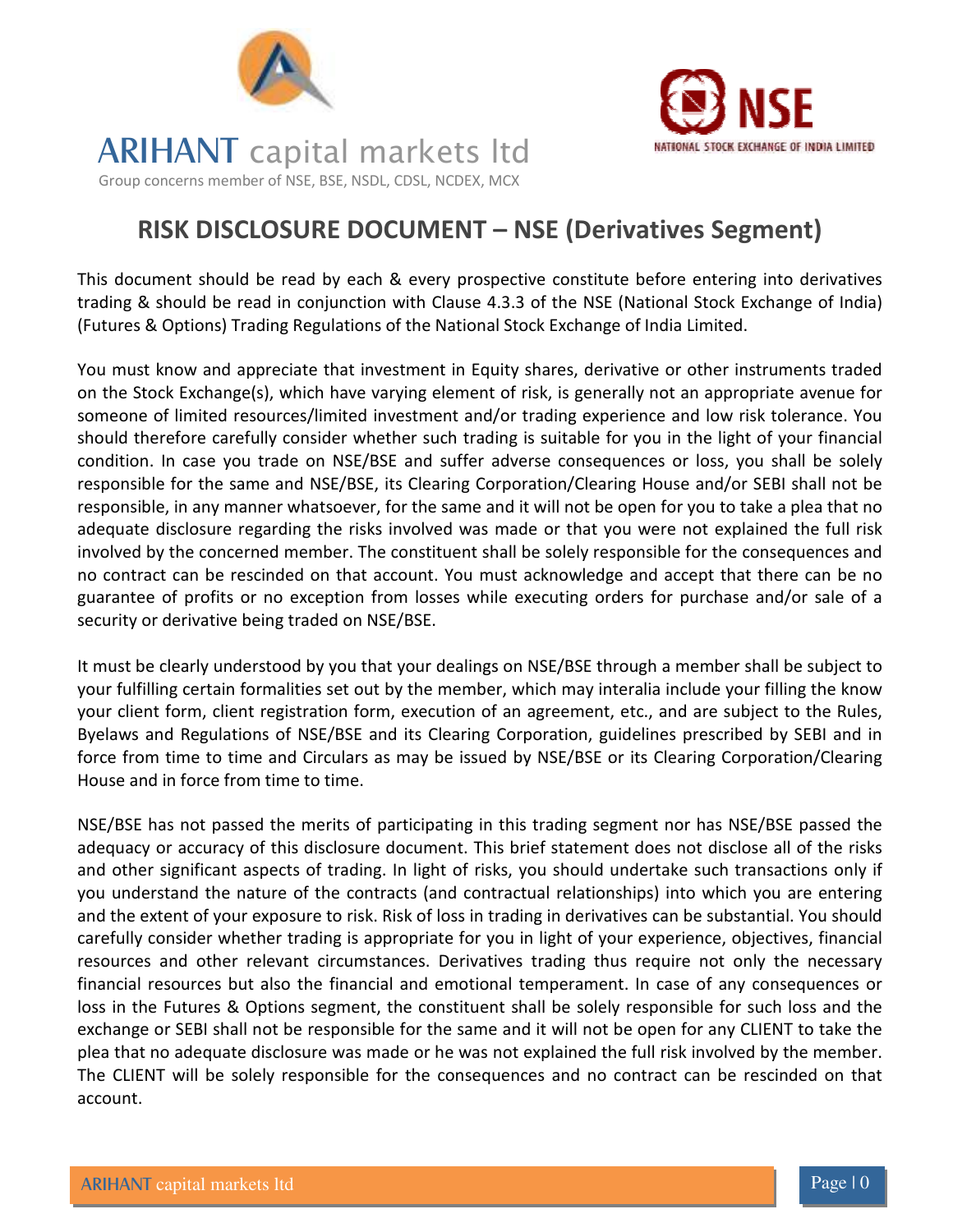ARIHANT capital markets ltd

Group concerns member of NSE, BSE, NSDL, CDSL, NCDEX, MCX

NSE
NATIONAL STOCK EXCHANGE OF INDIA LIMITED

# RISK DISCLOSURE DOCUMENT – NSE (Derivatives Segment)

This document should be read by each & every prospective constitute before entering into derivatives trading & should be read in conjunction with Clause 4.3.3 of the NSE (National Stock Exchange of India) (Futures & Options) Trading Regulations of the National Stock Exchange of India Limited.

You must know and appreciate that investment in Equity shares, derivative or other instruments traded on the Stock Exchange(s), which have varying element of risk, is generally not an appropriate avenue for someone of limited resources/limited investment and/or trading experience and low risk tolerance. You should therefore carefully consider whether such trading is suitable for you in the light of your financial condition. In case you trade on NSE/BSE and suffer adverse consequences or loss, you shall be solely responsible for the same and NSE/BSE, its Clearing Corporation/Clearing House and/or SEBI shall not be responsible, in any manner whatsoever, for the same and it will not be open for you to take a plea that no adequate disclosure regarding the risks involved was made or that you were not explained the full risk involved by the concerned member. The constituent shall be solely responsible for the consequences and no contract can be rescinded on that account. You must acknowledge and accept that there can be no guarantee of profits or no exception from losses while executing orders for purchase and/or sale of a security or derivative being traded on NSE/BSE.

It must be clearly understood by you that your dealings on NSE/BSE through a member shall be subject to your fulfilling certain formalities set out by the member, which may interalia include your filling the know your client form, client registration form, execution of an agreement, etc., and are subject to the Rules, Byelaws and Regulations of NSE/BSE and its Clearing Corporation, guidelines prescribed by SEBI and in force from time to time and Circulars as may be issued by NSE/BSE or its Clearing Corporation/Clearing House and in force from time to time.

NSE/BSE has not passed the merits of participating in this trading segment nor has NSE/BSE passed the adequacy or accuracy of this disclosure document. This brief statement does not disclose all of the risks and other significant aspects of trading. In light of risks, you should undertake such transactions only if you understand the nature of the contracts (and contractual relationships) into which you are entering and the extent of your exposure to risk. Risk of loss in trading in derivatives can be substantial. You should carefully consider whether trading is appropriate for you in light of your experience, objectives, financial resources and other relevant circumstances. Derivatives trading thus require not only the necessary financial resources but also the financial and emotional temperament. In case of any consequences or loss in the Futures & Options segment, the constituent shall be solely responsible for such loss and the exchange or SEBI shall not be responsible for the same and it will not be open for any CLIENT to take the plea that no adequate disclosure was made or he was not explained the full risk involved by the member. The CLIENT will be solely responsible for the consequences and no contract can be rescinded on that account.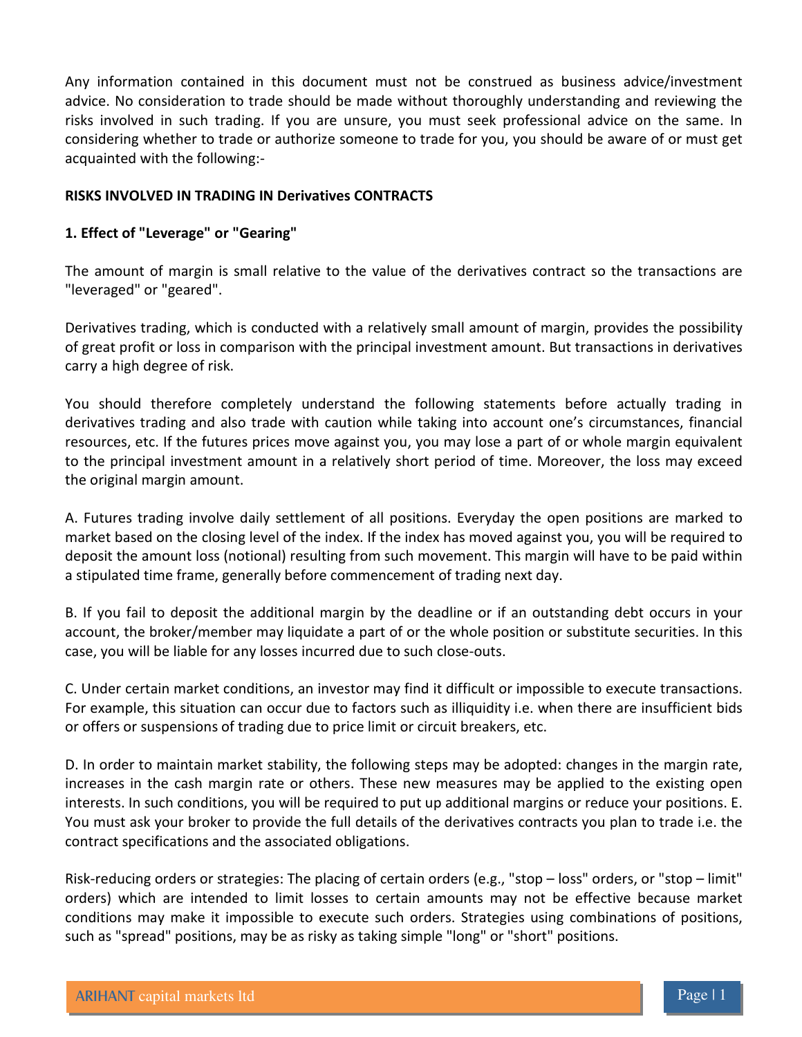Any information contained in this document must not be construed as business advice/investment advice. No consideration to trade should be made without thoroughly understanding and reviewing the risks involved in such trading. If you are unsure, you must seek professional advice on the same. In considering whether to trade or authorize someone to trade for you, you should be aware of or must get acquainted with the following:-

**RISKS INVOLVED IN TRADING IN Derivatives CONTRACTS**

**1. Effect of "Leverage" or "Gearing"**

The amount of margin is small relative to the value of the derivatives contract so the transactions are "leveraged" or "geared".

Derivatives trading, which is conducted with a relatively small amount of margin, provides the possibility of great profit or loss in comparison with the principal investment amount. But transactions in derivatives carry a high degree of risk.

You should therefore completely understand the following statements before actually trading in derivatives trading and also trade with caution while taking into account one's circumstances, financial resources, etc. If the futures prices move against you, you may lose a part of or whole margin equivalent to the principal investment amount in a relatively short period of time. Moreover, the loss may exceed the original margin amount.

A. Futures trading involve daily settlement of all positions. Everyday the open positions are marked to market based on the closing level of the index. If the index has moved against you, you will be required to deposit the amount loss (notional) resulting from such movement. This margin will have to be paid within a stipulated time frame, generally before commencement of trading next day.

B. If you fail to deposit the additional margin by the deadline or if an outstanding debt occurs in your account, the broker/member may liquidate a part of or the whole position or substitute securities. In this case, you will be liable for any losses incurred due to such close-outs.

C. Under certain market conditions, an investor may find it difficult or impossible to execute transactions. For example, this situation can occur due to factors such as illiquidity i.e. when there are insufficient bids or offers or suspensions of trading due to price limit or circuit breakers, etc.

D. In order to maintain market stability, the following steps may be adopted: changes in the margin rate, increases in the cash margin rate or others. These new measures may be applied to the existing open interests. In such conditions, you will be required to put up additional margins or reduce your positions. E. You must ask your broker to provide the full details of the derivatives contracts you plan to trade i.e. the contract specifications and the associated obligations.

Risk-reducing orders or strategies: The placing of certain orders (e.g., "stop – loss" orders, or "stop – limit" orders) which are intended to limit losses to certain amounts may not be effective because market conditions may make it impossible to execute such orders. Strategies using combinations of positions, such as "spread" positions, may be as risky as taking simple "long" or "short" positions.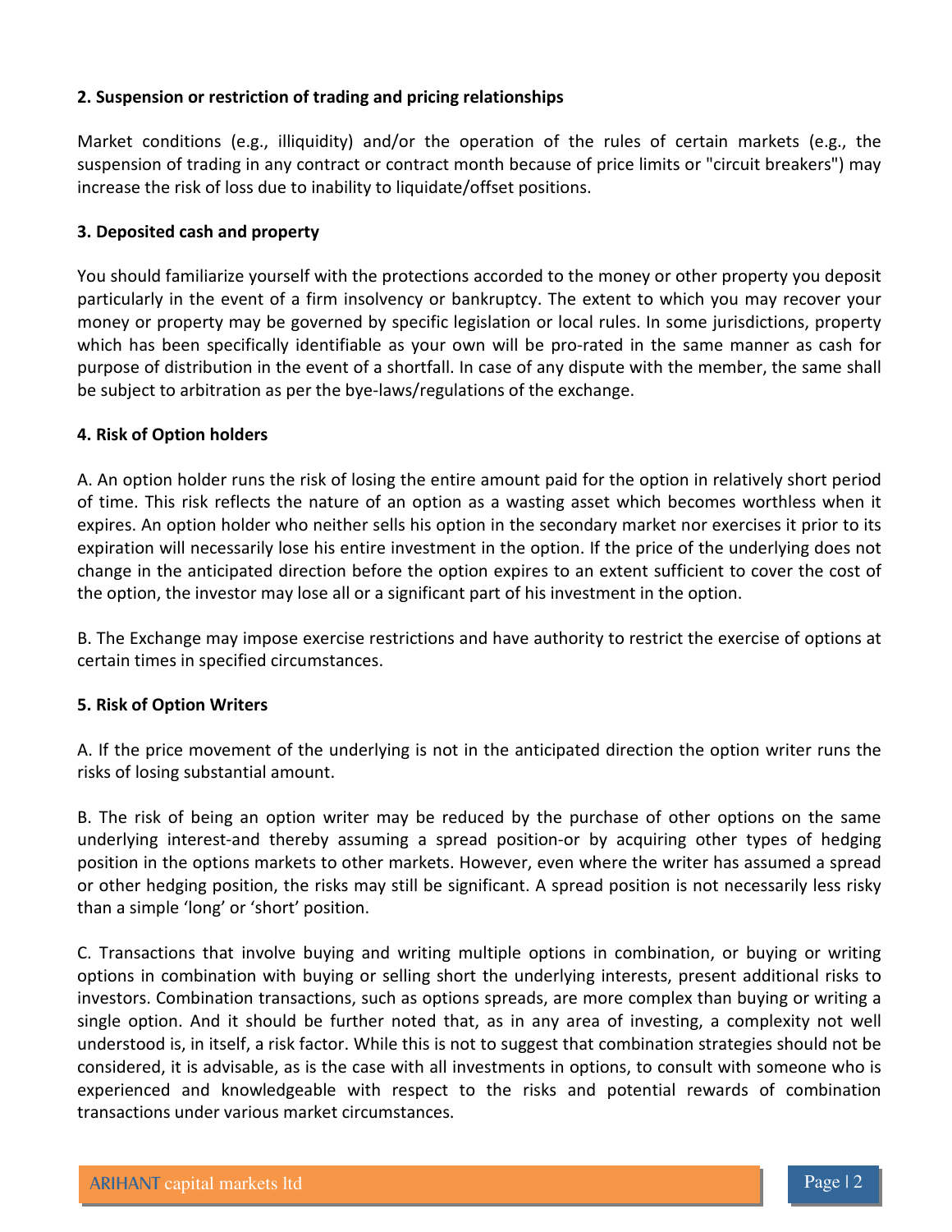**2. Suspension or restriction of trading and pricing relationships**

Market conditions (e.g., illiquidity) and/or the operation of the rules of certain markets (e.g., the suspension of trading in any contract or contract month because of price limits or "circuit breakers") may increase the risk of loss due to inability to liquidate/offset positions.

**3. Deposited cash and property**

You should familiarize yourself with the protections accorded to the money or other property you deposit particularly in the event of a firm insolvency or bankruptcy. The extent to which you may recover your money or property may be governed by specific legislation or local rules. In some jurisdictions, property which has been specifically identifiable as your own will be pro-rated in the same manner as cash for purpose of distribution in the event of a shortfall. In case of any dispute with the member, the same shall be subject to arbitration as per the bye-laws/regulations of the exchange.

**4. Risk of Option holders**

A. An option holder runs the risk of losing the entire amount paid for the option in relatively short period of time. This risk reflects the nature of an option as a wasting asset which becomes worthless when it expires. An option holder who neither sells his option in the secondary market nor exercises it prior to its expiration will necessarily lose his entire investment in the option. If the price of the underlying does not change in the anticipated direction before the option expires to an extent sufficient to cover the cost of the option, the investor may lose all or a significant part of his investment in the option.

B. The Exchange may impose exercise restrictions and have authority to restrict the exercise of options at certain times in specified circumstances.

**5. Risk of Option Writers**

A. If the price movement of the underlying is not in the anticipated direction the option writer runs the risks of losing substantial amount.

B. The risk of being an option writer may be reduced by the purchase of other options on the same underlying interest-and thereby assuming a spread position-or by acquiring other types of hedging position in the options markets to other markets. However, even where the writer has assumed a spread or other hedging position, the risks may still be significant. A spread position is not necessarily less risky than a simple 'long' or 'short' position.

C. Transactions that involve buying and writing multiple options in combination, or buying or writing options in combination with buying or selling short the underlying interests, present additional risks to investors. Combination transactions, such as options spreads, are more complex than buying or writing a single option. And it should be further noted that, as in any area of investing, a complexity not well understood is, in itself, a risk factor. While this is not to suggest that combination strategies should not be considered, it is advisable, as is the case with all investments in options, to consult with someone who is experienced and knowledgeable with respect to the risks and potential rewards of combination transactions under various market circumstances.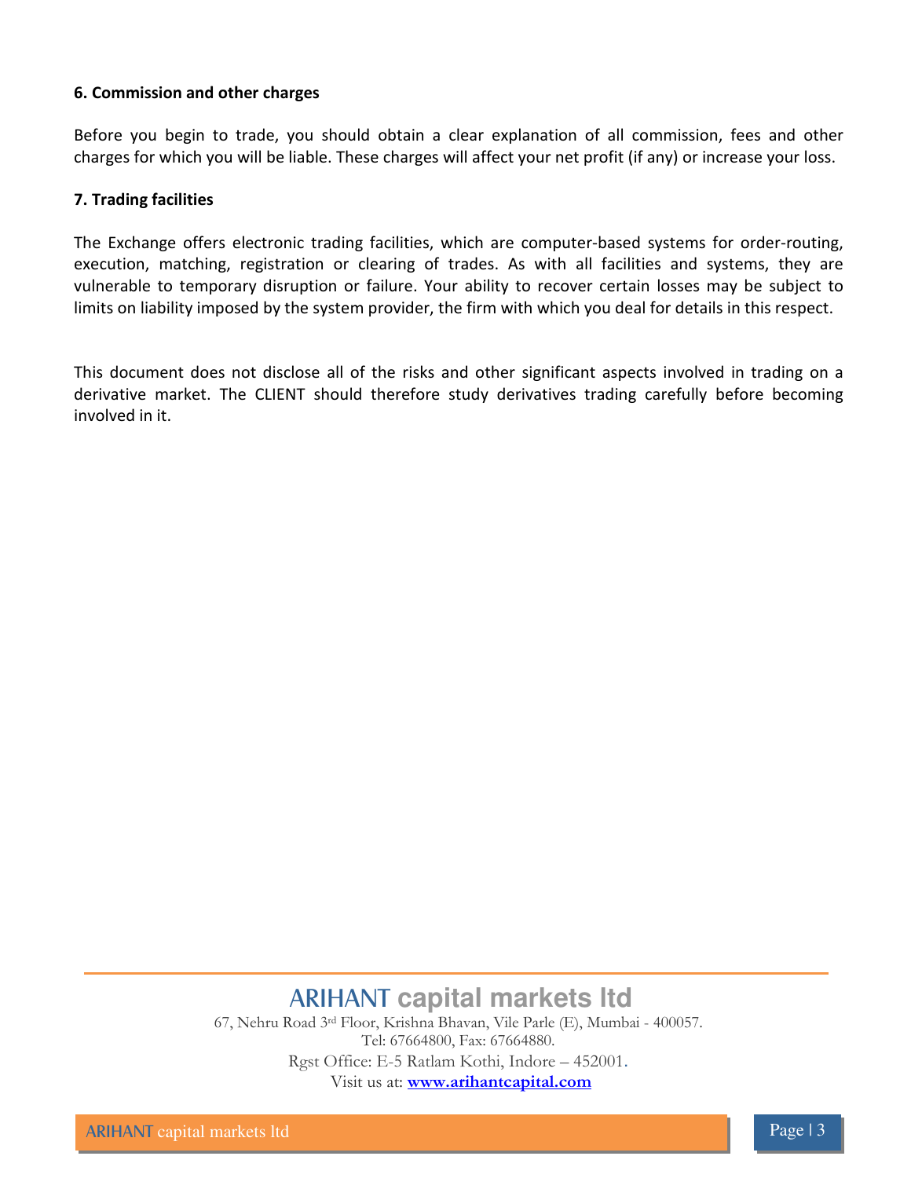**6. Commission and other charges**

Before you begin to trade, you should obtain a clear explanation of all commission, fees and other charges for which you will be liable. These charges will affect your net profit (if any) or increase your loss.

**7. Trading facilities**

The Exchange offers electronic trading facilities, which are computer-based systems for order-routing, execution, matching, registration or clearing of trades. As with all facilities and systems, they are vulnerable to temporary disruption or failure. Your ability to recover certain losses may be subject to limits on liability imposed by the system provider, the firm with which you deal for details in this respect.

This document does not disclose all of the risks and other significant aspects involved in trading on a derivative market. The CLIENT should therefore study derivatives trading carefully before becoming involved in it.